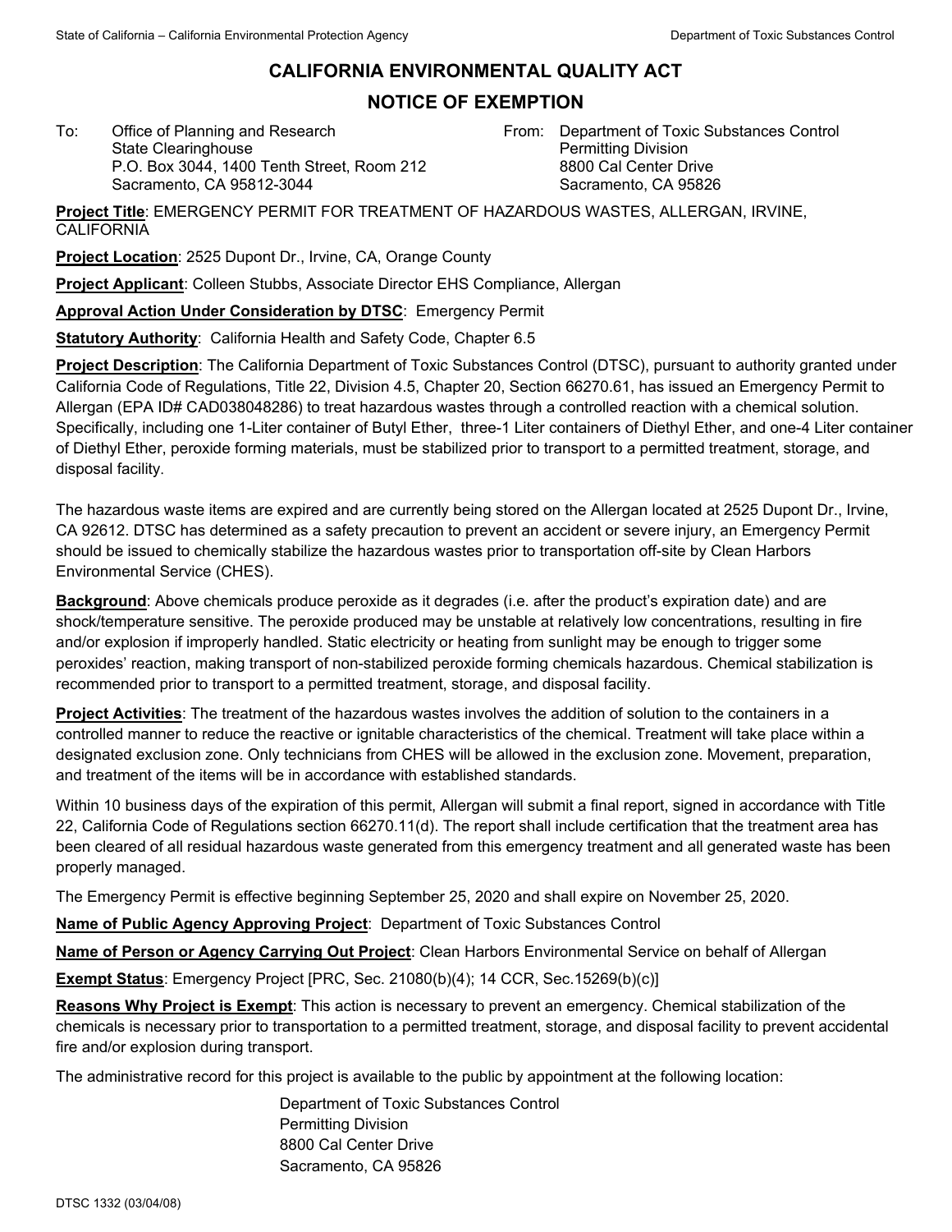# CALIFORNIA ENVIRONMENTAL QUALITY ACT

## NOTICE OF EXEMPTION

To: Office of Planning and Research
State Clearinghouse
P.O. Box 3044, 1400 Tenth Street, Room 212
Sacramento, CA 95812-3044

From: Department of Toxic Substances Control
Permitting Division
8800 Cal Center Drive
Sacramento, CA 95826

**Project Title**: EMERGENCY PERMIT FOR TREATMENT OF HAZARDOUS WASTES, ALLERGAN, IRVINE, CALIFORNIA

**Project Location**: 2525 Dupont Dr., Irvine, CA, Orange County

**Project Applicant**: Colleen Stubbs, Associate Director EHS Compliance, Allergan

**Approval Action Under Consideration by DTSC**: Emergency Permit

**Statutory Authority**: California Health and Safety Code, Chapter 6.5

**Project Description**: The California Department of Toxic Substances Control (DTSC), pursuant to authority granted under California Code of Regulations, Title 22, Division 4.5, Chapter 20, Section 66270.61, has issued an Emergency Permit to Allergan (EPA ID# CAD038048286) to treat hazardous wastes through a controlled reaction with a chemical solution. Specifically, including one 1-Liter container of Butyl Ether, three-1 Liter containers of Diethyl Ether, and one-4 Liter container of Diethyl Ether, peroxide forming materials, must be stabilized prior to transport to a permitted treatment, storage, and disposal facility.

The hazardous waste items are expired and are currently being stored on the Allergan located at 2525 Dupont Dr., Irvine, CA 92612. DTSC has determined as a safety precaution to prevent an accident or severe injury, an Emergency Permit should be issued to chemically stabilize the hazardous wastes prior to transportation off-site by Clean Harbors Environmental Service (CHES).

**Background**: Above chemicals produce peroxide as it degrades (i.e. after the product's expiration date) and are shock/temperature sensitive. The peroxide produced may be unstable at relatively low concentrations, resulting in fire and/or explosion if improperly handled. Static electricity or heating from sunlight may be enough to trigger some peroxides' reaction, making transport of non-stabilized peroxide forming chemicals hazardous. Chemical stabilization is recommended prior to transport to a permitted treatment, storage, and disposal facility.

**Project Activities**: The treatment of the hazardous wastes involves the addition of solution to the containers in a controlled manner to reduce the reactive or ignitable characteristics of the chemical. Treatment will take place within a designated exclusion zone. Only technicians from CHES will be allowed in the exclusion zone. Movement, preparation, and treatment of the items will be in accordance with established standards.

Within 10 business days of the expiration of this permit, Allergan will submit a final report, signed in accordance with Title 22, California Code of Regulations section 66270.11(d). The report shall include certification that the treatment area has been cleared of all residual hazardous waste generated from this emergency treatment and all generated waste has been properly managed.

The Emergency Permit is effective beginning September 25, 2020 and shall expire on November 25, 2020.

**Name of Public Agency Approving Project**: Department of Toxic Substances Control

**Name of Person or Agency Carrying Out Project**: Clean Harbors Environmental Service on behalf of Allergan

**Exempt Status**: Emergency Project [PRC, Sec. 21080(b)(4); 14 CCR, Sec.15269(b)(c)]

**Reasons Why Project is Exempt**: This action is necessary to prevent an emergency. Chemical stabilization of the chemicals is necessary prior to transportation to a permitted treatment, storage, and disposal facility to prevent accidental fire and/or explosion during transport.

The administrative record for this project is available to the public by appointment at the following location:

Department of Toxic Substances Control
Permitting Division
8800 Cal Center Drive
Sacramento, CA 95826

DTSC 1332 (03/04/08)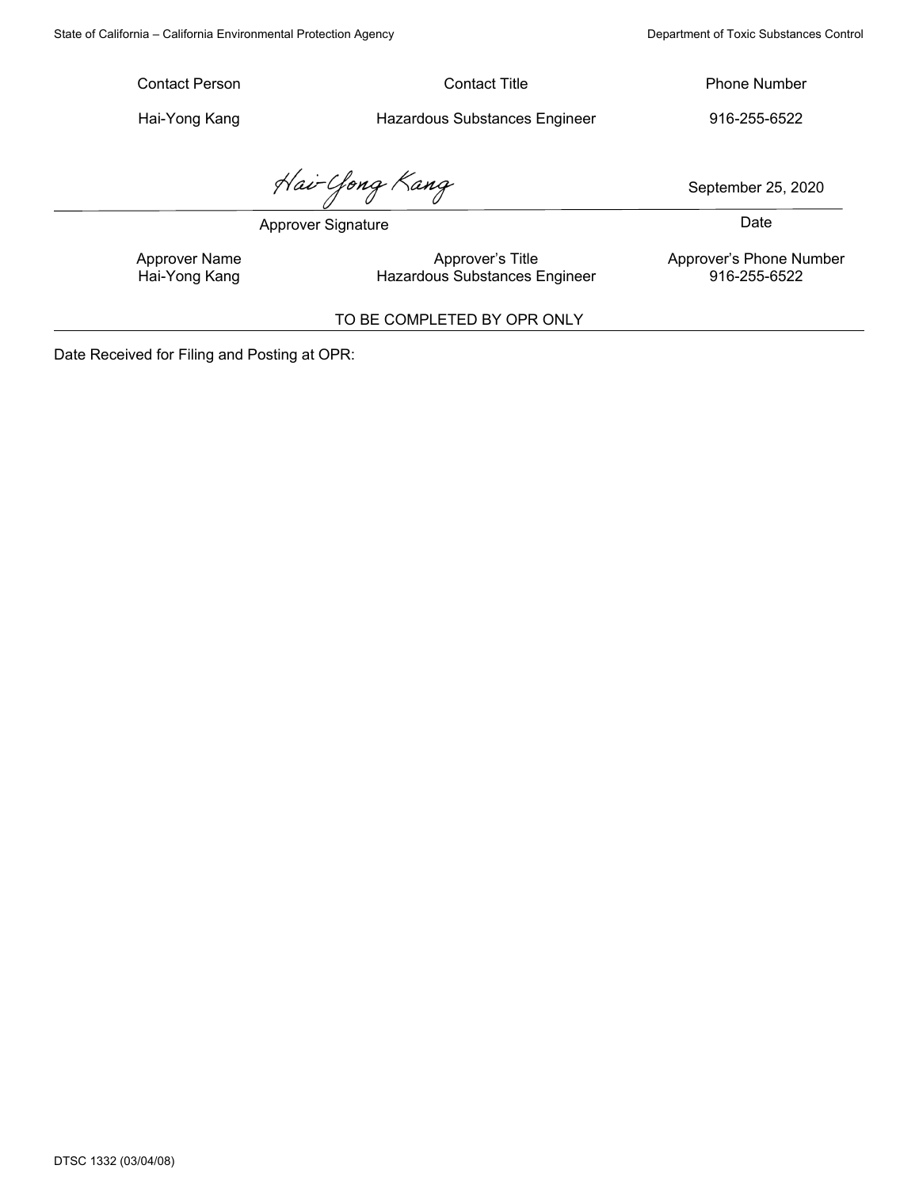| Contact Person | Contact Title | Phone Number |
|---|---|---|
| Hai-Yong Kang | Hazardous Substances Engineer | 916-255-6522 |

Hai-Yong Kang — September 25, 2020

Approver Signature — Date

| Approver Name | Approver's Title | Approver's Phone Number |
|---|---|---|
| Hai-Yong Kang | Hazardous Substances Engineer | 916-255-6522 |

TO BE COMPLETED BY OPR ONLY

Date Received for Filing and Posting at OPR:

DTSC 1332 (03/04/08)